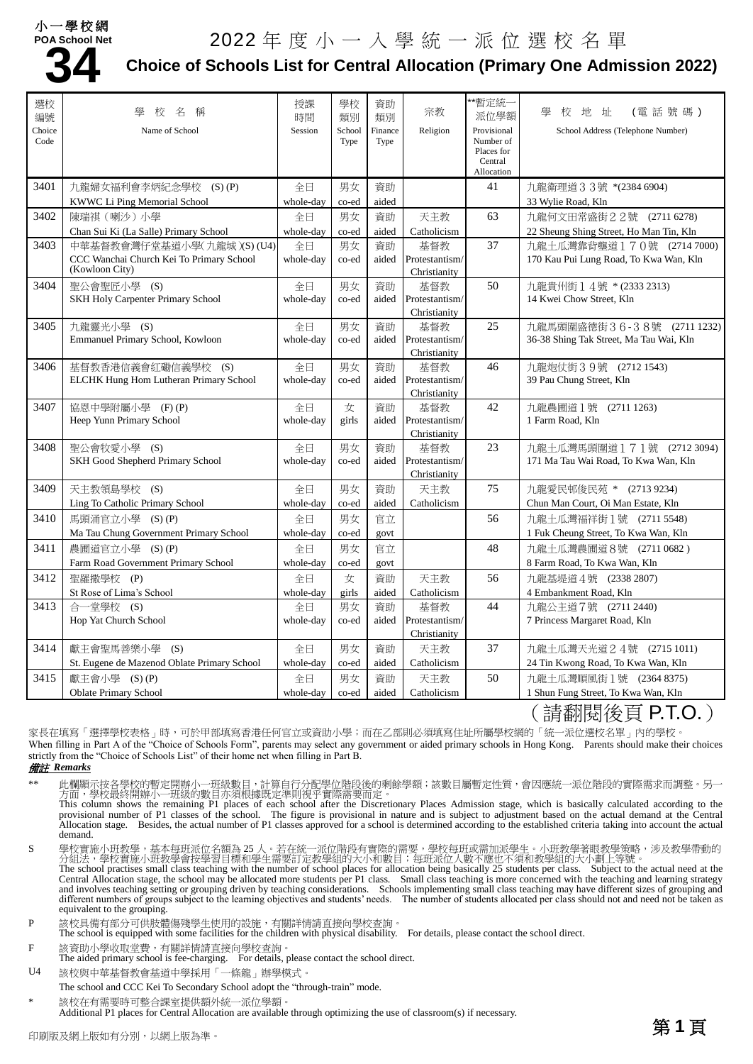小一學校網 POA School Net **34**

# 2022 年度小一入學統一派位選校名單

## Choice of Schools List for Central Allocation (Primary One Admission 2022)

| 選校編號 Choice Code | 學校名稱 Name of School | 授課時間 Session | 學校類別 School Type | 資助類別 Finance Type | 宗教 Religion | **暫定統一派位學額 Provisional Number of Places for Central Allocation | 學校地址 (電話號碼) School Address (Telephone Number) |
|---|---|---|---|---|---|---|---|
| 3401 | 九龍婦女福利會李炳紀念學校 (S) (P) KWWC Li Ping Memorial School | 全日 whole-day | 男女 co-ed | 資助 aided | | 41 | 九龍衛理道３３號 *(2384 6904) 33 Wylie Road, Kln |
| 3402 | 陳瑞祺（喇沙）小學 Chan Sui Ki (La Salle) Primary School | 全日 whole-day | 男女 co-ed | 資助 aided | 天主教 Catholicism | 63 | 九龍何文田常盛街２２號 (2711 6278) 22 Sheung Shing Street, Ho Man Tin, Kln |
| 3403 | 中華基督教會灣仔堂基道小學(九龍城)(S) (U4) CCC Wanchai Church Kei To Primary School (Kowloon City) | 全日 whole-day | 男女 co-ed | 資助 aided | 基督教 Protestantism/ Christianity | 37 | 九龍土瓜灣靠背壟道１７０號 (2714 7000) 170 Kau Pui Lung Road, To Kwa Wan, Kln |
| 3404 | 聖公會聖匠小學 (S) SKH Holy Carpenter Primary School | 全日 whole-day | 男女 co-ed | 資助 aided | 基督教 Protestantism/ Christianity | 50 | 九龍貴州街１４號 * (2333 2313) 14 Kwei Chow Street, Kln |
| 3405 | 九龍靈光小學 (S) Emmanuel Primary School, Kowloon | 全日 whole-day | 男女 co-ed | 資助 aided | 基督教 Protestantism/ Christianity | 25 | 九龍馬頭圍盛德街３６－３８號 (2711 1232) 36-38 Shing Tak Street, Ma Tau Wai, Kln |
| 3406 | 基督教香港信義會紅磡信義學校 (S) ELCHK Hung Hom Lutheran Primary School | 全日 whole-day | 男女 co-ed | 資助 aided | 基督教 Protestantism/ Christianity | 46 | 九龍炮仗街３９號 (2712 1543) 39 Pau Chung Street, Kln |
| 3407 | 協恩中學附屬小學 (F) (P) Heep Yunn Primary School | 全日 whole-day | 女 girls | 資助 aided | 基督教 Protestantism/ Christianity | 42 | 九龍農圃道１號 (2711 1263) 1 Farm Road, Kln |
| 3408 | 聖公會牧愛小學 (S) SKH Good Shepherd Primary School | 全日 whole-day | 男女 co-ed | 資助 aided | 基督教 Protestantism/ Christianity | 23 | 九龍土瓜灣馬頭圍道１７１號 (2712 3094) 171 Ma Tau Wai Road, To Kwa Wan, Kln |
| 3409 | 天主教領島學校 (S) Ling To Catholic Primary School | 全日 whole-day | 男女 co-ed | 資助 aided | 天主教 Catholicism | 75 | 九龍愛民邨俊民苑 * (2713 9234) Chun Man Court, Oi Man Estate, Kln |
| 3410 | 馬頭涌官立小學 (S) (P) Ma Tau Chung Government Primary School | 全日 whole-day | 男女 co-ed | 官立 govt | | 56 | 九龍土瓜灣福祥街１號 (2711 5548) 1 Fuk Cheung Street, To Kwa Wan, Kln |
| 3411 | 農圃道官立小學 (S) (P) Farm Road Government Primary School | 全日 whole-day | 男女 co-ed | 官立 govt | | 48 | 九龍土瓜灣農圃道８號 (2711 0682) 8 Farm Road, To Kwa Wan, Kln |
| 3412 | 聖羅撒學校 (P) St Rose of Lima's School | 全日 whole-day | 女 girls | 資助 aided | 天主教 Catholicism | 56 | 九龍基堤道４號 (2338 2807) 4 Embankment Road, Kln |
| 3413 | 合一堂學校 (S) Hop Yat Church School | 全日 whole-day | 男女 co-ed | 資助 aided | 基督教 Protestantism/ Christianity | 44 | 九龍公主道７號 (2711 2440) 7 Princess Margaret Road, Kln |
| 3414 | 獻主會聖馬善樂小學 (S) St. Eugene de Mazenod Oblate Primary School | 全日 whole-day | 男女 co-ed | 資助 aided | 天主教 Catholicism | 37 | 九龍土瓜灣天光道２４號 (2715 1011) 24 Tin Kwong Road, To Kwa Wan, Kln |
| 3415 | 獻主會小學 (S) (P) Oblate Primary School | 全日 whole-day | 男女 co-ed | 資助 aided | 天主教 Catholicism | 50 | 九龍土瓜灣順風街１號 (2364 8375) 1 Shun Fung Street, To Kwa Wan, Kln |

（請翻閱後頁 P.T.O.）

家長在填寫「選擇學校表格」時，可於甲部填寫香港任何官立或資助小學；而在乙部則必須填寫住址所屬學校網的「統一派位選校名單」內的學校。
When filling in Part A of the "Choice of Schools Form", parents may select any government or aided primary schools in Hong Kong. Parents should make their choices strictly from the "Choice of Schools List" of their home net when filling in Part B.

***備註 Remarks***

\*\* 此欄顯示按各學校的暫定開辦小一班級數目，計算自行分配學位階段後的剩餘學額；該數目屬暫定性質，會因應統一派位階段的實際需求而調整。另一方面，學校最終開辦小一班級的數目亦須根據既定準則視乎實際需要而定。
This column shows the remaining P1 places of each school after the Discretionary Places Admission stage, which is basically calculated according to the provisional number of P1 classes of the school. The figure is provisional in nature and is subject to adjustment based on the actual demand at the Central Allocation stage. Besides, the actual number of P1 classes approved for a school is determined according to the established criteria taking into account the actual demand.

S 學校實施小班教學，基本每班派位名額為 25 人。若在統一派位階段有實際的需要，學校每班或需加派學生。小班教學著眼教學策略，涉及教學帶動的分組法，學校實施小班教學會按學習目標和學生需要訂定教學組的大小和數目；每班派位人數不應也不須和教學組的大小劃上等號。
The school practises small class teaching with the number of school places for allocation being basically 25 students per class. Subject to the actual need at the Central Allocation stage, the school may be allocated more students per P1 class. Small class teaching is more concerned with the teaching and learning strategy and involves teaching setting or grouping driven by teaching considerations. Schools implementing small class teaching may have different sizes of grouping and different numbers of groups subject to the learning objectives and students' needs. The number of students allocated per class should not and need not be taken as equivalent to the grouping.

P 該校具備有部分可供肢體傷殘學生使用的設施，有關詳情請直接向學校查詢。
The school is equipped with some facilities for the children with physical disability. For details, please contact the school direct.

F 該資助小學收取堂費，有關詳情請直接向學校查詢。
The aided primary school is fee-charging. For details, please contact the school direct.

U4 該校與中華基督教會基道中學採用「一條龍」辦學模式。
The school and CCC Kei To Secondary School adopt the "through-train" mode.

\* 該校在有需要時可整合課室提供額外統一派位學額。
Additional P1 places for Central Allocation are available through optimizing the use of classroom(s) if necessary.

印刷版及網上版如有分別，以網上版為準。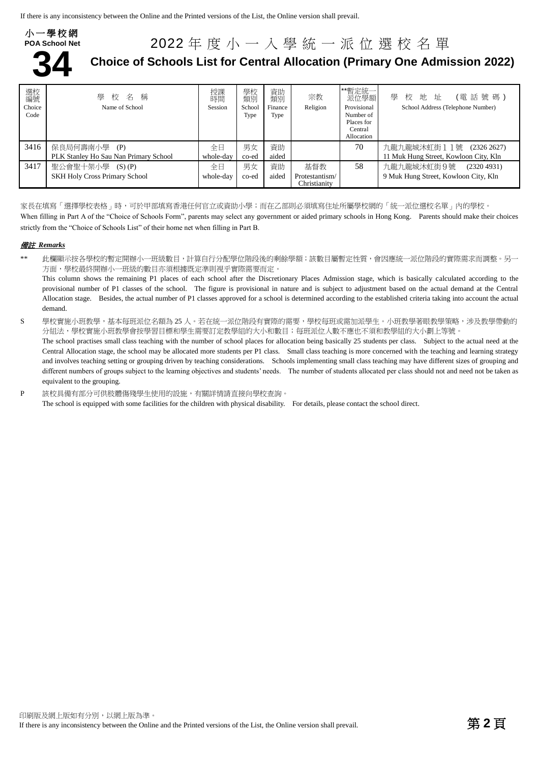小一學校網
POA School Net

# 34

# 2022 年 度 小 一 入 學 統 一 派 位 選 校 名 單

## Choice of Schools List for Central Allocation (Primary One Admission 2022)

| 選校編號 Choice Code | 學 校 名 稱 Name of School | 授課時間 Session | 學校類別 School Type | 資助類別 Finance Type | 宗教 Religion | **暫定統一派位學額 Provisional Number of Places for Central Allocation | 學 校 地 址 (電 話 號 碼) School Address (Telephone Number) |
|---|---|---|---|---|---|---|---|
| 3416 | 保良局何壽南小學 (P) PLK Stanley Ho Sau Nan Primary School | 全日 whole-day | 男女 co-ed | 資助 aided | | 70 | 九龍九龍城沐虹街11號 (2326 2627) 11 Muk Hung Street, Kowloon City, Kln |
| 3417 | 聖公會聖十架小學 (S) (P) SKH Holy Cross Primary School | 全日 whole-day | 男女 co-ed | 資助 aided | 基督教 Protestantism/ Christianity | 58 | 九龍九龍城沐虹街9號 (2320 4931) 9 Muk Hung Street, Kowloon City, Kln |

家長在填寫「選擇學校表格」時，可於甲部填寫香港任何官立或資助小學；而在乙部則必須填寫住址所屬學校網的「統一派位選校名單」內的學校。
When filling in Part A of the "Choice of Schools Form", parents may select any government or aided primary schools in Hong Kong. Parents should make their choices strictly from the "Choice of Schools List" of their home net when filling in Part B.

***備註 Remarks***

** 此欄顯示按各學校的暫定開辦小一班級數目，計算自行分配學位階段後的剩餘學額；該數目屬暫定性質，會因應統一派位階段的實際需求而調整。另一方面，學校最終開辦小一班級的數目亦須根據既定準則視乎實際需要而定。
This column shows the remaining P1 places of each school after the Discretionary Places Admission stage, which is basically calculated according to the provisional number of P1 classes of the school. The figure is provisional in nature and is subject to adjustment based on the actual demand at the Central Allocation stage. Besides, the actual number of P1 classes approved for a school is determined according to the established criteria taking into account the actual demand.

S 學校實施小班教學，基本每班派位名額為 25 人。若在統一派位階段有實際的需要，學校每班或需加派學生。小班教學著眼教學策略，涉及教學帶動的分組法，學校實施小班教學會按學習目標和學生需要訂定教學組的大小和數目；每班派位人數不應也不須和教學組的大小劃上等號。
The school practises small class teaching with the number of school places for allocation being basically 25 students per class. Subject to the actual need at the Central Allocation stage, the school may be allocated more students per P1 class. Small class teaching is more concerned with the teaching and learning strategy and involves teaching setting or grouping driven by teaching considerations. Schools implementing small class teaching may have different sizes of grouping and different numbers of groups subject to the learning objectives and students' needs. The number of students allocated per class should not and need not be taken as equivalent to the grouping.

P 該校具備有部分可供肢體傷殘學生使用的設施，有關詳情請直接向學校查詢。
The school is equipped with some facilities for the children with physical disability. For details, please contact the school direct.